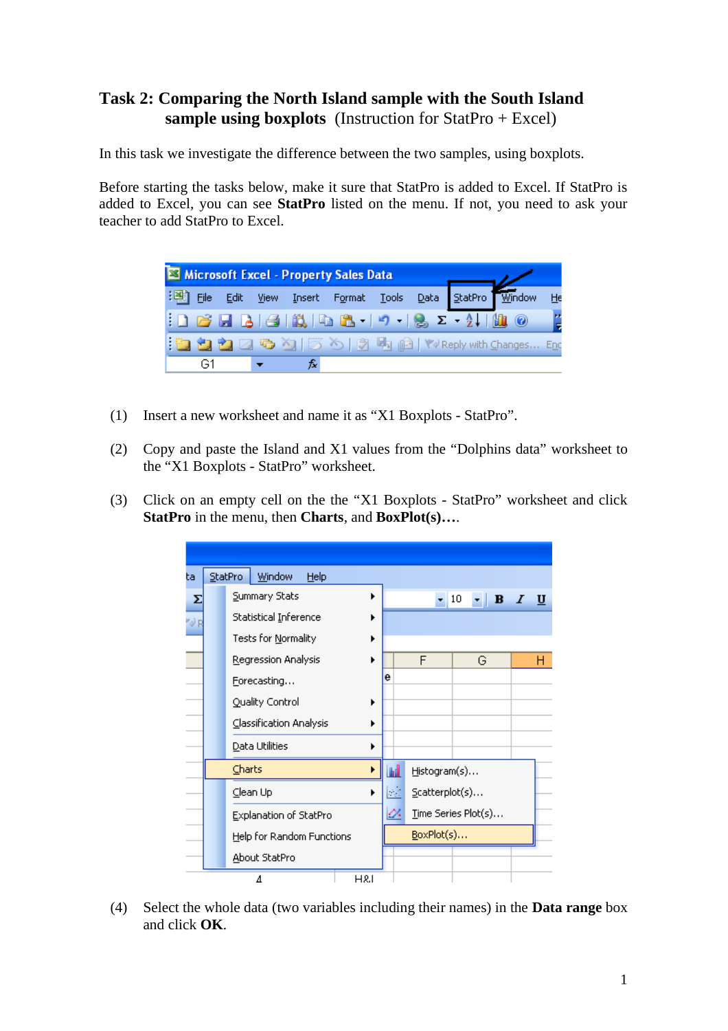# Task 2: Comparing the North Island sample with the South Island sample using boxplots (Instruction for StatPro + Excel)

In this task we investigate the difference between the two samples, using boxplots.

Before starting the tasks below, make it sure that StatPro is added to Excel. If StatPro is added to Excel, you can see **StatPro** listed on the menu. If not, you need to ask your teacher to add StatPro to Excel.

(1) Insert a new worksheet and name it as “X1 Boxplots - StatPro”.

(2) Copy and paste the Island and X1 values from the “Dolphins data” worksheet to the “X1 Boxplots - StatPro” worksheet.

(3) Click on an empty cell on the the “X1 Boxplots - StatPro” worksheet and click **StatPro** in the menu, then **Charts**, and **BoxPlot(s)…**.

(4) Select the whole data (two variables including their names) in the **Data range** box and click **OK**.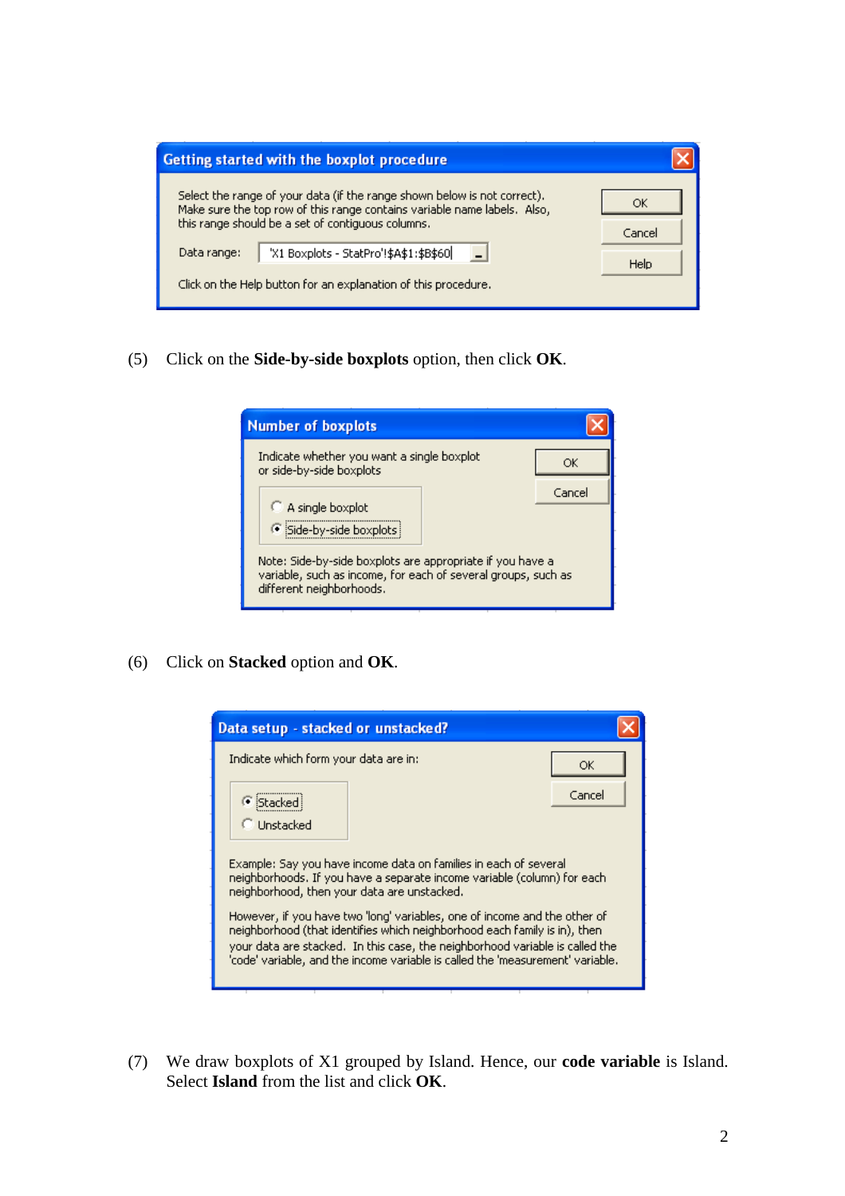**Getting started with the boxplot procedure**

Select the range of your data (if the range shown below is not correct). Make sure the top row of this range contains variable name labels. Also, this range should be a set of contiguous columns.

Data range: 'X1 Boxplots - StatPro'!$A$1:$B$60

Click on the Help button for an explanation of this procedure.

OK | Cancel | Help

(5) Click on the **Side-by-side boxplots** option, then click **OK**.

**Number of boxplots**

Indicate whether you want a single boxplot or side-by-side boxplots

- ○ A single boxplot
- ◉ Side-by-side boxplots

Note: Side-by-side boxplots are appropriate if you have a variable, such as income, for each of several groups, such as different neighborhoods.

OK | Cancel

(6) Click on **Stacked** option and **OK**.

**Data setup - stacked or unstacked?**

Indicate which form your data are in:

- ◉ Stacked
- ○ Unstacked

Example: Say you have income data on families in each of several neighborhoods. If you have a separate income variable (column) for each neighborhood, then your data are unstacked.

However, if you have two 'long' variables, one of income and the other of neighborhood (that identifies which neighborhood each family is in), then your data are stacked. In this case, the neighborhood variable is called the 'code' variable, and the income variable is called the 'measurement' variable.

OK | Cancel

(7) We draw boxplots of X1 grouped by Island. Hence, our **code variable** is Island. Select **Island** from the list and click **OK**.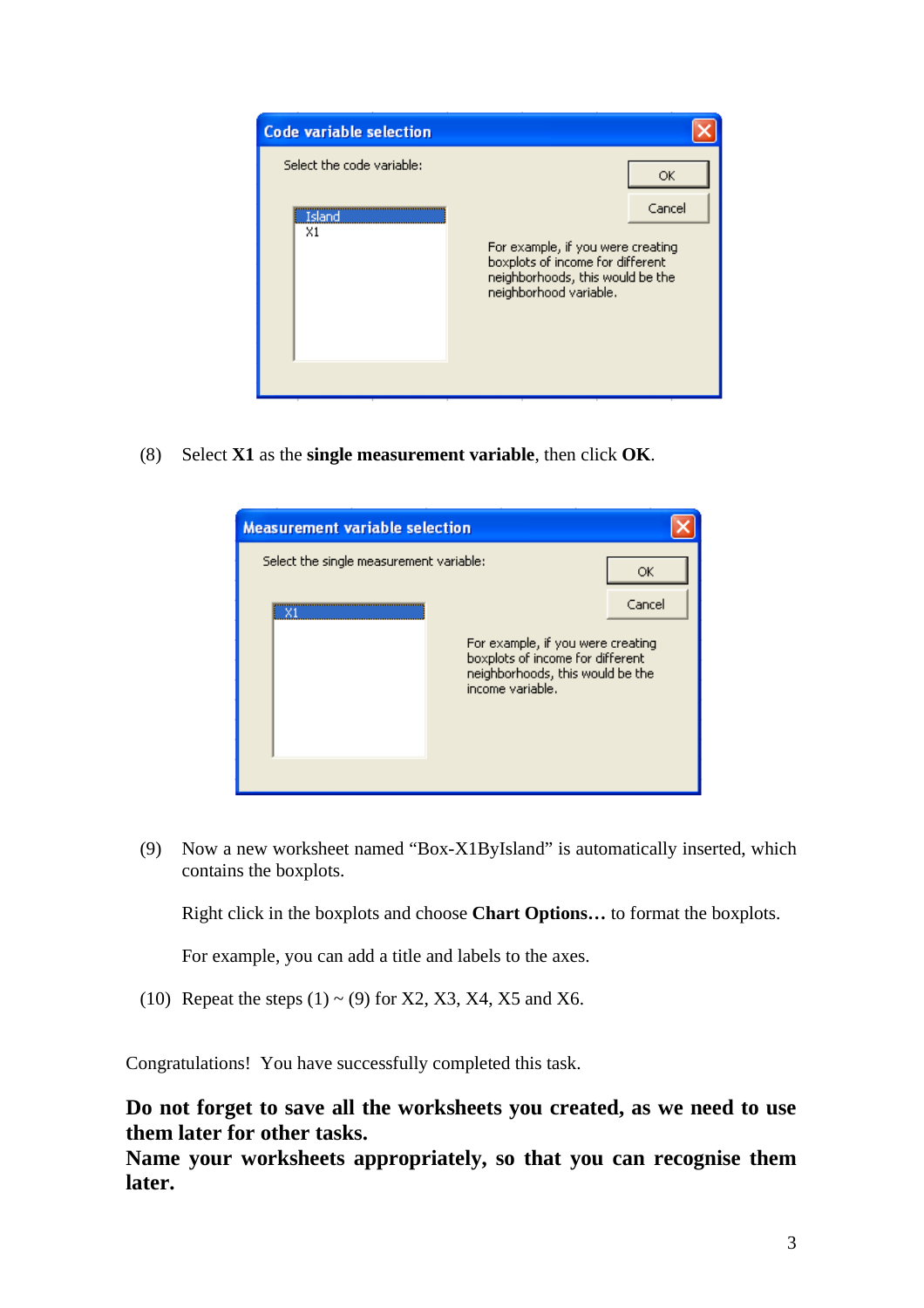(8) Select **X1** as the **single measurement variable**, then click **OK**.

(9) Now a new worksheet named "Box-X1ByIsland" is automatically inserted, which contains the boxplots.

Right click in the boxplots and choose **Chart Options…** to format the boxplots.

For example, you can add a title and labels to the axes.

(10) Repeat the steps (1) ~ (9) for X2, X3, X4, X5 and X6.

Congratulations! You have successfully completed this task.

**Do not forget to save all the worksheets you created, as we need to use them later for other tasks.**
**Name your worksheets appropriately, so that you can recognise them later.**